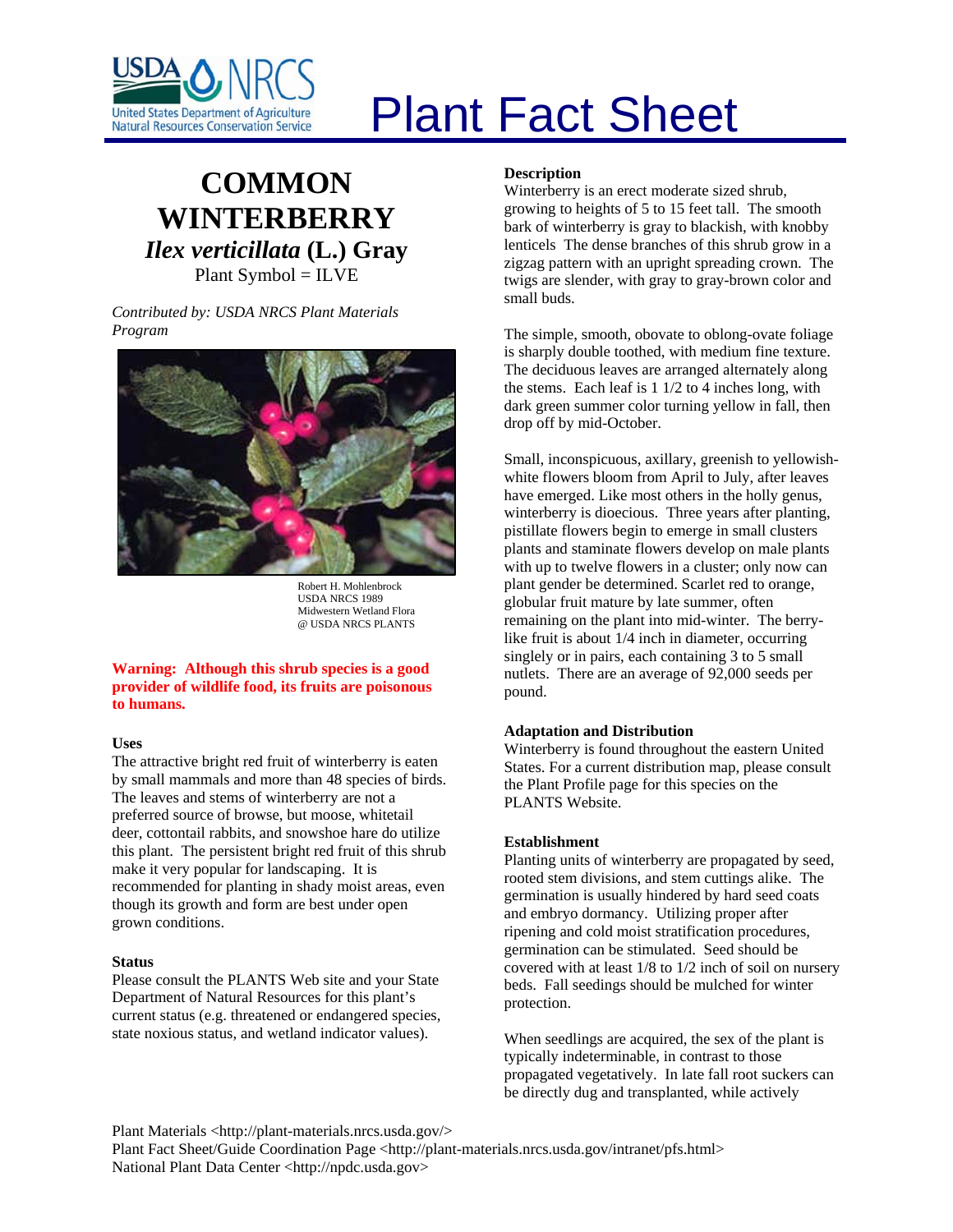# Plant Fact Sheet

## COMMON WINTERBERRY

***Ilex verticillata*** **(L.) Gray**

Plant Symbol = ILVE

*Contributed by: USDA NRCS Plant Materials Program*

Robert H. Mohlenbrock
USDA NRCS 1989
Midwestern Wetland Flora
@ USDA NRCS PLANTS

**Warning: Although this shrub species is a good provider of wildlife food, its fruits are poisonous to humans.**

### Uses

The attractive bright red fruit of winterberry is eaten by small mammals and more than 48 species of birds. The leaves and stems of winterberry are not a preferred source of browse, but moose, whitetail deer, cottontail rabbits, and snowshoe hare do utilize this plant. The persistent bright red fruit of this shrub make it very popular for landscaping. It is recommended for planting in shady moist areas, even though its growth and form are best under open grown conditions.

### Status

Please consult the PLANTS Web site and your State Department of Natural Resources for this plant's current status (e.g. threatened or endangered species, state noxious status, and wetland indicator values).

### Description

Winterberry is an erect moderate sized shrub, growing to heights of 5 to 15 feet tall. The smooth bark of winterberry is gray to blackish, with knobby lenticels The dense branches of this shrub grow in a zigzag pattern with an upright spreading crown. The twigs are slender, with gray to gray-brown color and small buds.

The simple, smooth, obovate to oblong-ovate foliage is sharply double toothed, with medium fine texture. The deciduous leaves are arranged alternately along the stems. Each leaf is 1 1/2 to 4 inches long, with dark green summer color turning yellow in fall, then drop off by mid-October.

Small, inconspicuous, axillary, greenish to yellowish-white flowers bloom from April to July, after leaves have emerged. Like most others in the holly genus, winterberry is dioecious. Three years after planting, pistillate flowers begin to emerge in small clusters plants and staminate flowers develop on male plants with up to twelve flowers in a cluster; only now can plant gender be determined. Scarlet red to orange, globular fruit mature by late summer, often remaining on the plant into mid-winter. The berry-like fruit is about 1/4 inch in diameter, occurring singly or in pairs, each containing 3 to 5 small nutlets. There are an average of 92,000 seeds per pound.

### Adaptation and Distribution

Winterberry is found throughout the eastern United States. For a current distribution map, please consult the Plant Profile page for this species on the PLANTS Website.

### Establishment

Planting units of winterberry are propagated by seed, rooted stem divisions, and stem cuttings alike. The germination is usually hindered by hard seed coats and embryo dormancy. Utilizing proper after ripening and cold moist stratification procedures, germination can be stimulated. Seed should be covered with at least 1/8 to 1/2 inch of soil on nursery beds. Fall seedings should be mulched for winter protection.

When seedlings are acquired, the sex of the plant is typically indeterminable, in contrast to those propagated vegetatively. In late fall root suckers can be directly dug and transplanted, while actively

Plant Materials <http://plant-materials.nrcs.usda.gov/>
Plant Fact Sheet/Guide Coordination Page <http://plant-materials.nrcs.usda.gov/intranet/pfs.html>
National Plant Data Center <http://npdc.usda.gov>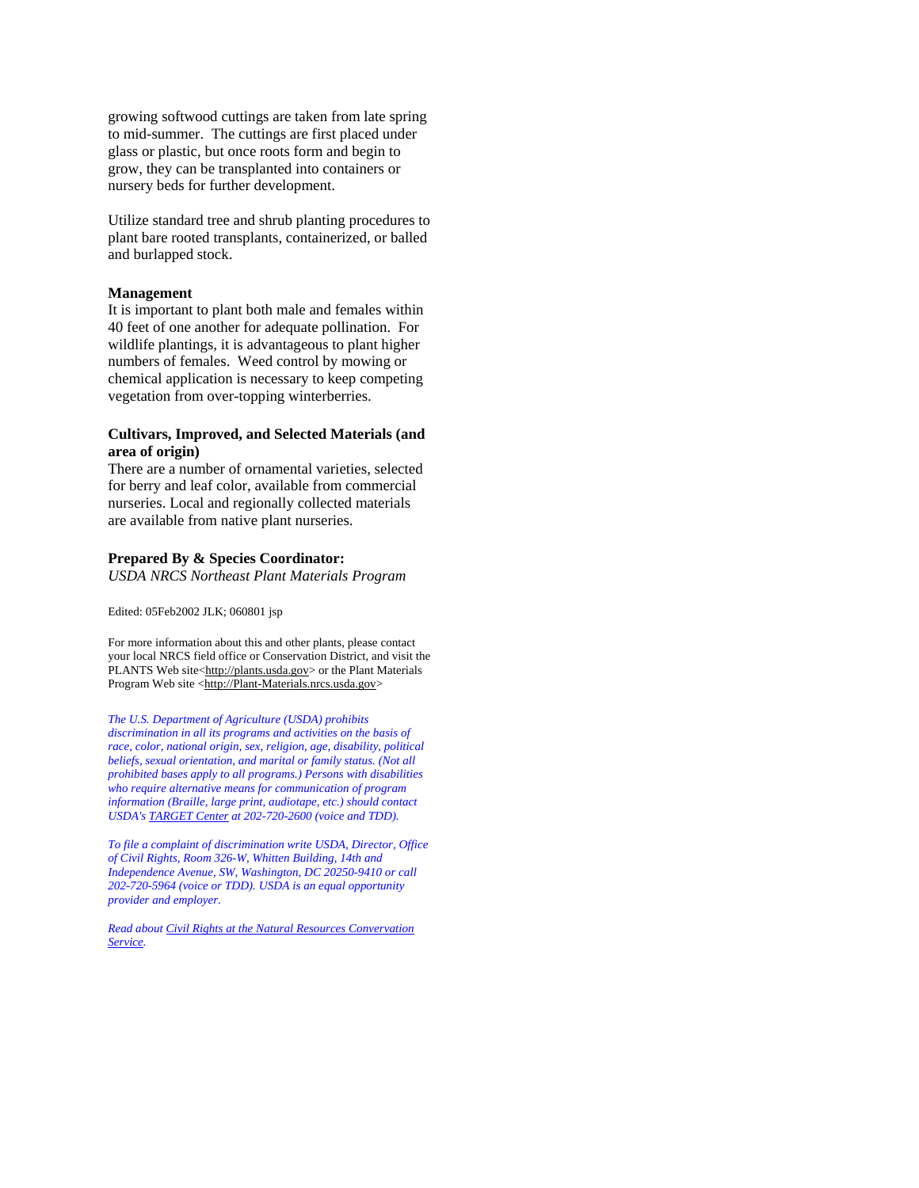growing softwood cuttings are taken from late spring to mid-summer. The cuttings are first placed under glass or plastic, but once roots form and begin to grow, they can be transplanted into containers or nursery beds for further development.

Utilize standard tree and shrub planting procedures to plant bare rooted transplants, containerized, or balled and burlapped stock.

**Management**

It is important to plant both male and females within 40 feet of one another for adequate pollination. For wildlife plantings, it is advantageous to plant higher numbers of females. Weed control by mowing or chemical application is necessary to keep competing vegetation from over-topping winterberries.

**Cultivars, Improved, and Selected Materials (and area of origin)**

There are a number of ornamental varieties, selected for berry and leaf color, available from commercial nurseries. Local and regionally collected materials are available from native plant nurseries.

**Prepared By & Species Coordinator:**

*USDA NRCS Northeast Plant Materials Program*

Edited: 05Feb2002 JLK; 060801 jsp

For more information about this and other plants, please contact your local NRCS field office or Conservation District, and visit the PLANTS Web site<http://plants.usda.gov> or the Plant Materials Program Web site <http://Plant-Materials.nrcs.usda.gov>

*The U.S. Department of Agriculture (USDA) prohibits discrimination in all its programs and activities on the basis of race, color, national origin, sex, religion, age, disability, political beliefs, sexual orientation, and marital or family status. (Not all prohibited bases apply to all programs.) Persons with disabilities who require alternative means for communication of program information (Braille, large print, audiotape, etc.) should contact USDA's TARGET Center at 202-720-2600 (voice and TDD).*

*To file a complaint of discrimination write USDA, Director, Office of Civil Rights, Room 326-W, Whitten Building, 14th and Independence Avenue, SW, Washington, DC 20250-9410 or call 202-720-5964 (voice or TDD). USDA is an equal opportunity provider and employer.*

*Read about Civil Rights at the Natural Resources Convervation Service.*